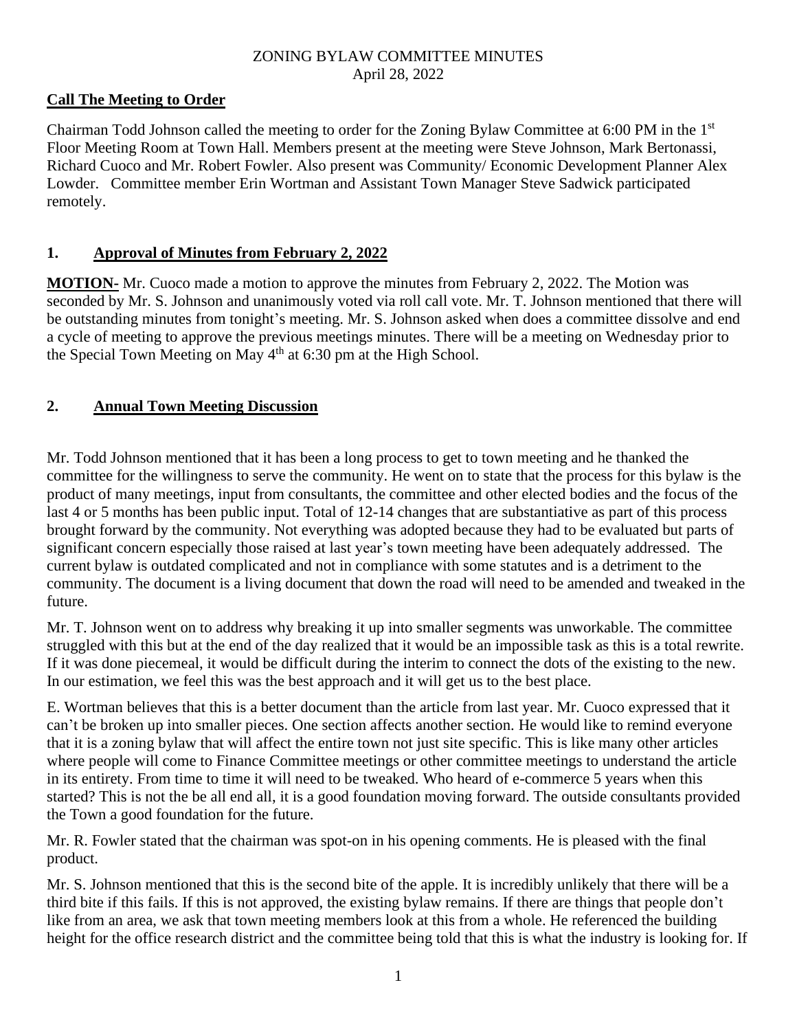ZONING BYLAW COMMITTEE MINUTES
April 28, 2022

## Call The Meeting to Order

Chairman Todd Johnson called the meeting to order for the Zoning Bylaw Committee at 6:00 PM in the 1st Floor Meeting Room at Town Hall. Members present at the meeting were Steve Johnson, Mark Bertonassi, Richard Cuoco and Mr. Robert Fowler. Also present was Community/ Economic Development Planner Alex Lowder. Committee member Erin Wortman and Assistant Town Manager Steve Sadwick participated remotely.

## 1. Approval of Minutes from February 2, 2022

**MOTION-** Mr. Cuoco made a motion to approve the minutes from February 2, 2022. The Motion was seconded by Mr. S. Johnson and unanimously voted via roll call vote. Mr. T. Johnson mentioned that there will be outstanding minutes from tonight's meeting. Mr. S. Johnson asked when does a committee dissolve and end a cycle of meeting to approve the previous meetings minutes. There will be a meeting on Wednesday prior to the Special Town Meeting on May 4th at 6:30 pm at the High School.

## 2. Annual Town Meeting Discussion

Mr. Todd Johnson mentioned that it has been a long process to get to town meeting and he thanked the committee for the willingness to serve the community. He went on to state that the process for this bylaw is the product of many meetings, input from consultants, the committee and other elected bodies and the focus of the last 4 or 5 months has been public input. Total of 12-14 changes that are substantiative as part of this process brought forward by the community. Not everything was adopted because they had to be evaluated but parts of significant concern especially those raised at last year's town meeting have been adequately addressed. The current bylaw is outdated complicated and not in compliance with some statutes and is a detriment to the community. The document is a living document that down the road will need to be amended and tweaked in the future.

Mr. T. Johnson went on to address why breaking it up into smaller segments was unworkable. The committee struggled with this but at the end of the day realized that it would be an impossible task as this is a total rewrite. If it was done piecemeal, it would be difficult during the interim to connect the dots of the existing to the new. In our estimation, we feel this was the best approach and it will get us to the best place.

E. Wortman believes that this is a better document than the article from last year. Mr. Cuoco expressed that it can't be broken up into smaller pieces. One section affects another section. He would like to remind everyone that it is a zoning bylaw that will affect the entire town not just site specific. This is like many other articles where people will come to Finance Committee meetings or other committee meetings to understand the article in its entirety. From time to time it will need to be tweaked. Who heard of e-commerce 5 years when this started? This is not the be all end all, it is a good foundation moving forward. The outside consultants provided the Town a good foundation for the future.

Mr. R. Fowler stated that the chairman was spot-on in his opening comments. He is pleased with the final product.

Mr. S. Johnson mentioned that this is the second bite of the apple. It is incredibly unlikely that there will be a third bite if this fails. If this is not approved, the existing bylaw remains. If there are things that people don't like from an area, we ask that town meeting members look at this from a whole. He referenced the building height for the office research district and the committee being told that this is what the industry is looking for. If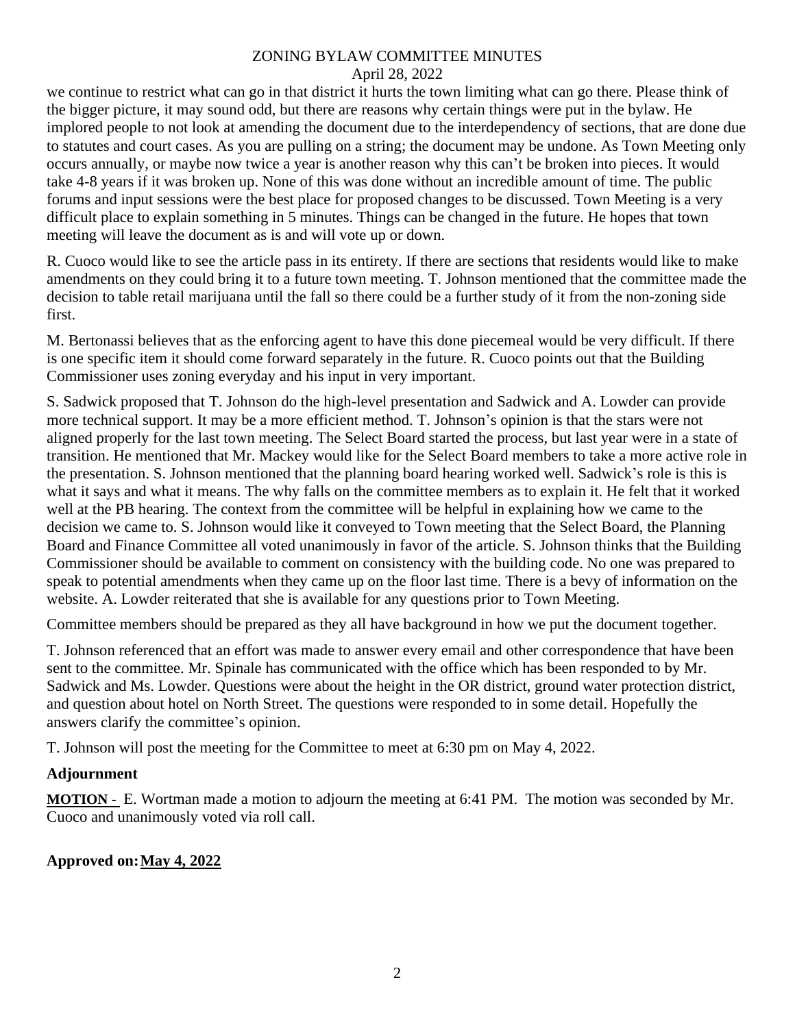we continue to restrict what can go in that district it hurts the town limiting what can go there. Please think of the bigger picture, it may sound odd, but there are reasons why certain things were put in the bylaw. He implored people to not look at amending the document due to the interdependency of sections, that are done due to statutes and court cases. As you are pulling on a string; the document may be undone. As Town Meeting only occurs annually, or maybe now twice a year is another reason why this can't be broken into pieces. It would take 4-8 years if it was broken up. None of this was done without an incredible amount of time. The public forums and input sessions were the best place for proposed changes to be discussed. Town Meeting is a very difficult place to explain something in 5 minutes. Things can be changed in the future. He hopes that town meeting will leave the document as is and will vote up or down.

R. Cuoco would like to see the article pass in its entirety. If there are sections that residents would like to make amendments on they could bring it to a future town meeting. T. Johnson mentioned that the committee made the decision to table retail marijuana until the fall so there could be a further study of it from the non-zoning side first.

M. Bertonassi believes that as the enforcing agent to have this done piecemeal would be very difficult. If there is one specific item it should come forward separately in the future. R. Cuoco points out that the Building Commissioner uses zoning everyday and his input in very important.

S. Sadwick proposed that T. Johnson do the high-level presentation and Sadwick and A. Lowder can provide more technical support. It may be a more efficient method. T. Johnson's opinion is that the stars were not aligned properly for the last town meeting. The Select Board started the process, but last year were in a state of transition. He mentioned that Mr. Mackey would like for the Select Board members to take a more active role in the presentation. S. Johnson mentioned that the planning board hearing worked well. Sadwick's role is this is what it says and what it means. The why falls on the committee members as to explain it. He felt that it worked well at the PB hearing. The context from the committee will be helpful in explaining how we came to the decision we came to. S. Johnson would like it conveyed to Town meeting that the Select Board, the Planning Board and Finance Committee all voted unanimously in favor of the article. S. Johnson thinks that the Building Commissioner should be available to comment on consistency with the building code. No one was prepared to speak to potential amendments when they came up on the floor last time. There is a bevy of information on the website. A. Lowder reiterated that she is available for any questions prior to Town Meeting.

Committee members should be prepared as they all have background in how we put the document together.

T. Johnson referenced that an effort was made to answer every email and other correspondence that have been sent to the committee. Mr. Spinale has communicated with the office which has been responded to by Mr. Sadwick and Ms. Lowder. Questions were about the height in the OR district, ground water protection district, and question about hotel on North Street. The questions were responded to in some detail. Hopefully the answers clarify the committee's opinion.

T. Johnson will post the meeting for the Committee to meet at 6:30 pm on May 4, 2022.

**Adjournment**

**MOTION -** E. Wortman made a motion to adjourn the meeting at 6:41 PM. The motion was seconded by Mr. Cuoco and unanimously voted via roll call.

**Approved on: May 4, 2022**